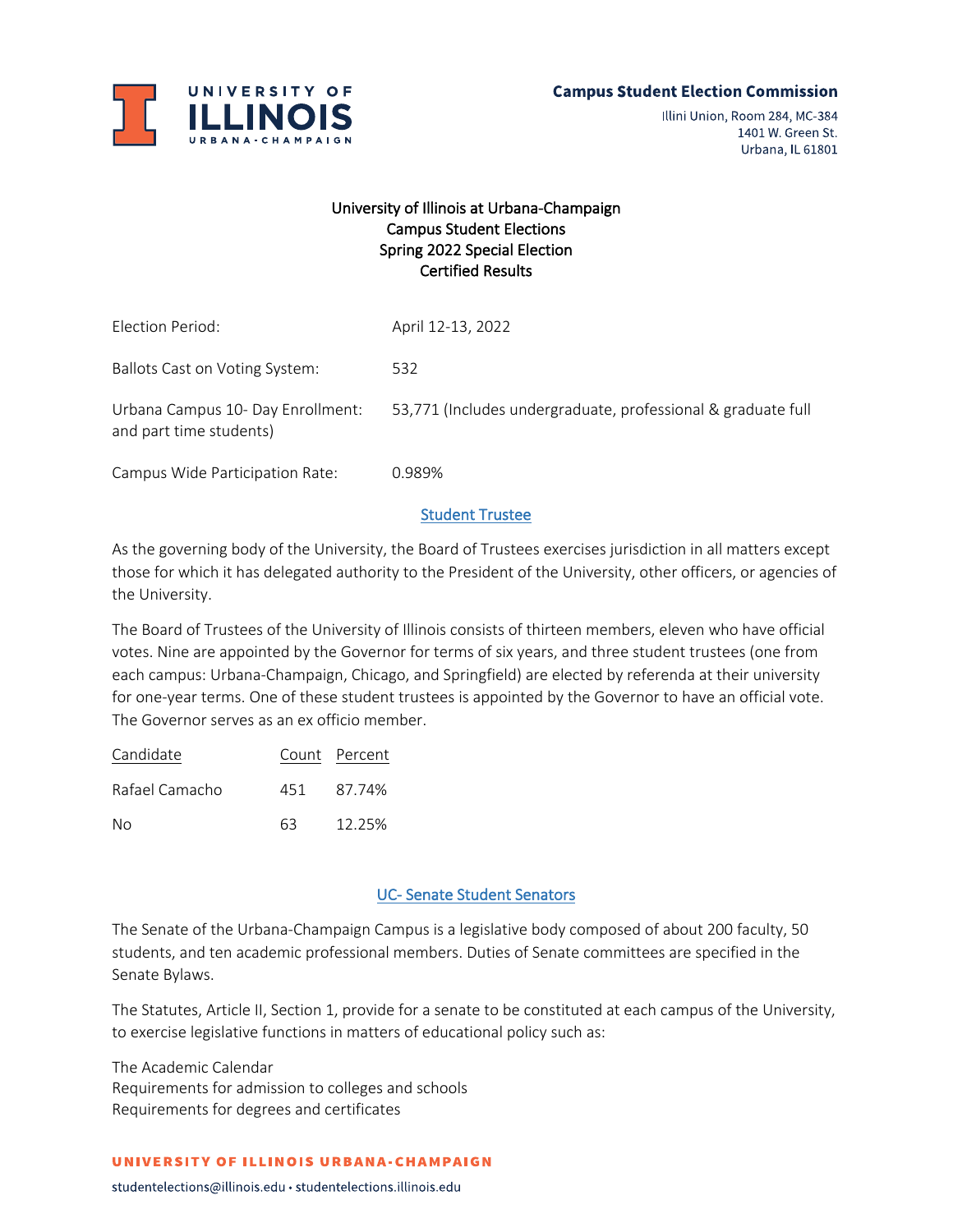**Campus Student Election Commission**

Illini Union, Room 284, MC-384
1401 W. Green St.
Urbana, IL 61801

# University of Illinois at Urbana-Champaign
## Campus Student Elections
## Spring 2022 Special Election
## Certified Results

| | |
|---|---|
| Election Period: | April 12-13, 2022 |
| Ballots Cast on Voting System: | 532 |
| Urbana Campus 10- Day Enrollment: | 53,771 (Includes undergraduate, professional & graduate full and part time students) |
| Campus Wide Participation Rate: | 0.989% |

### Student Trustee

As the governing body of the University, the Board of Trustees exercises jurisdiction in all matters except those for which it has delegated authority to the President of the University, other officers, or agencies of the University.

The Board of Trustees of the University of Illinois consists of thirteen members, eleven who have official votes. Nine are appointed by the Governor for terms of six years, and three student trustees (one from each campus: Urbana-Champaign, Chicago, and Springfield) are elected by referenda at their university for one-year terms. One of these student trustees is appointed by the Governor to have an official vote. The Governor serves as an ex officio member.

| Candidate | Count | Percent |
|---|---|---|
| Rafael Camacho | 451 | 87.74% |
| No | 63 | 12.25% |

### UC- Senate Student Senators

The Senate of the Urbana-Champaign Campus is a legislative body composed of about 200 faculty, 50 students, and ten academic professional members. Duties of Senate committees are specified in the Senate Bylaws.

The Statutes, Article II, Section 1, provide for a senate to be constituted at each campus of the University, to exercise legislative functions in matters of educational policy such as:

The Academic Calendar
Requirements for admission to colleges and schools
Requirements for degrees and certificates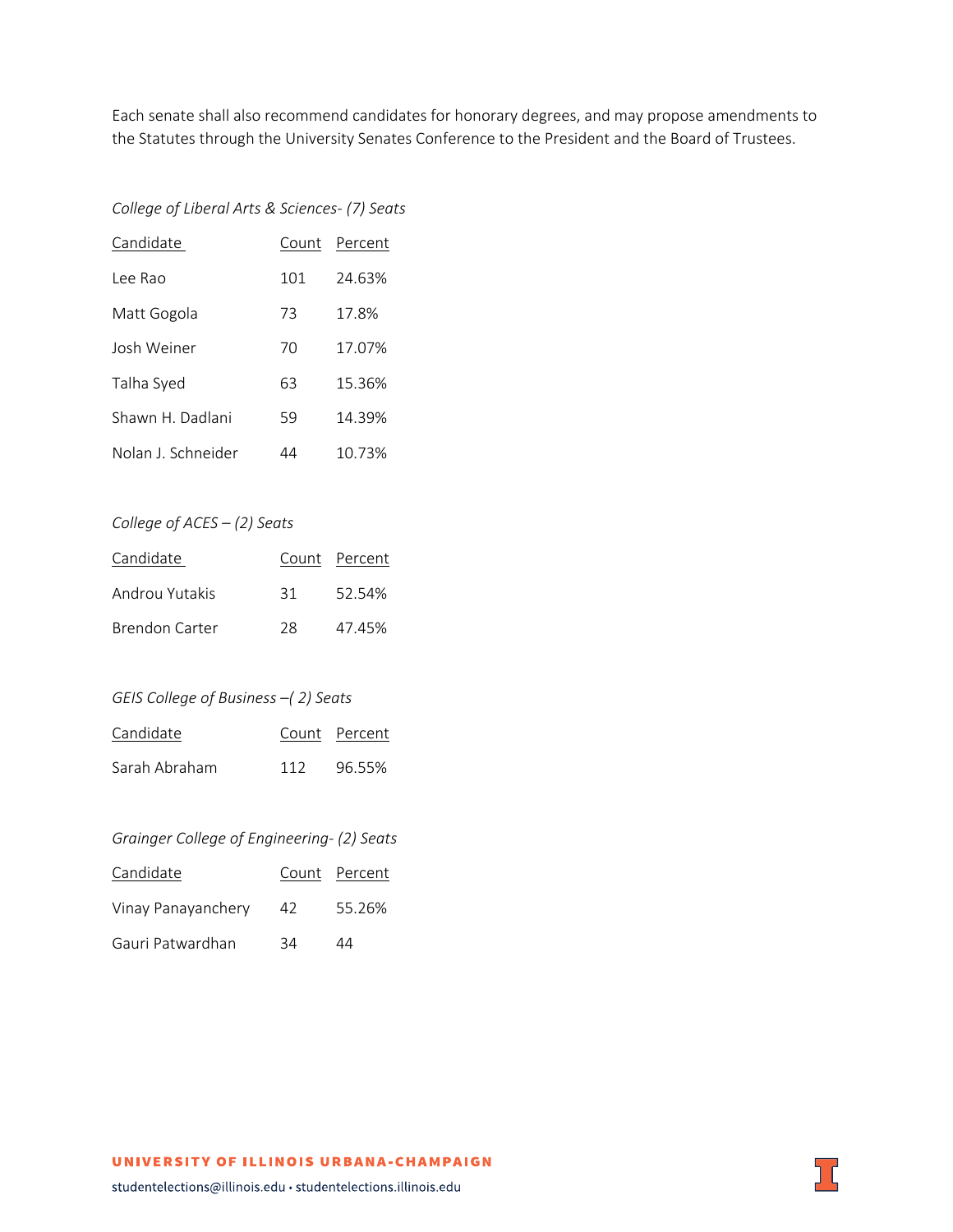Each senate shall also recommend candidates for honorary degrees, and may propose amendments to the Statutes through the University Senates Conference to the President and the Board of Trustees.

*College of Liberal Arts & Sciences- (7) Seats*

| Candidate | Count | Percent |
|---|---|---|
| Lee Rao | 101 | 24.63% |
| Matt Gogola | 73 | 17.8% |
| Josh Weiner | 70 | 17.07% |
| Talha Syed | 63 | 15.36% |
| Shawn H. Dadlani | 59 | 14.39% |
| Nolan J. Schneider | 44 | 10.73% |

*College of ACES – (2) Seats*

| Candidate | Count | Percent |
|---|---|---|
| Androu Yutakis | 31 | 52.54% |
| Brendon Carter | 28 | 47.45% |

*GEIS College of Business –( 2) Seats*

| Candidate | Count | Percent |
|---|---|---|
| Sarah Abraham | 112 | 96.55% |

*Grainger College of Engineering- (2) Seats*

| Candidate | Count | Percent |
|---|---|---|
| Vinay Panayanchery | 42 | 55.26% |
| Gauri Patwardhan | 34 | 44 |